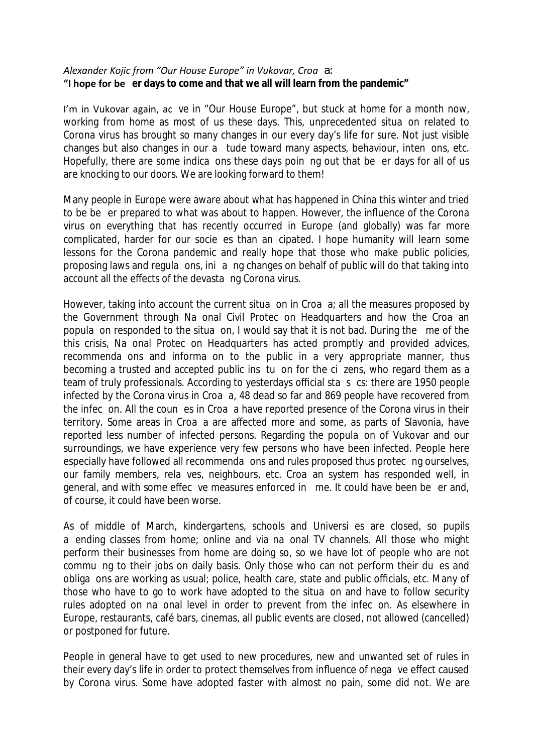*Alexander Kojic from "Our House Europe" in Vukovar, Croatia:*
**"I hope for better days to come and that we all will learn from the pandemic"**

I'm in Vukovar again, active in "Our House Europe", but stuck at home for a month now, working from home as most of us these days. This, unprecedented situation related to Corona virus has brought so many changes in our every day's life for sure. Not just visible changes but also changes in our attitude toward many aspects, behaviour, intentions, etc. Hopefully, there are some indications these days pointing out that better days for all of us are knocking to our doors. We are looking forward to them!

Many people in Europe were aware about what has happened in China this winter and tried to be better prepared to what was about to happen. However, the influence of the Corona virus on everything that has recently occurred in Europe (and globally) was far more complicated, harder for our societies than anticipated. I hope humanity will learn some lessons for the Corona pandemic and really hope that those who make public policies, proposing laws and regulations, initiating changes on behalf of public will do that taking into account all the effects of the devastating Corona virus.

However, taking into account the current situation in Croatia; all the measures proposed by the Government through National Civil Protection Headquarters and how the Croatian population responded to the situation, I would say that it is not bad. During the time of the this crisis, National Protection Headquarters has acted promptly and provided advices, recommendations and information to the public in a very appropriate manner, thus becoming a trusted and accepted public institution for the citizens, who regard them as a team of truly professionals. According to yesterdays official statistics: there are 1950 people infected by the Corona virus in Croatia, 48 dead so far and 869 people have recovered from the infection. All the counties in Croatia have reported presence of the Corona virus in their territory. Some areas in Croatia are affected more and some, as parts of Slavonia, have reported less number of infected persons. Regarding the population of Vukovar and our surroundings, we have experience very few persons who have been infected. People here especially have followed all recommendations and rules proposed thus protecting ourselves, our family members, relatives, neighbours, etc. Croatian system has responded well, in general, and with some effective measures enforced in time. It could have been better and, of course, it could have been worse.

As of middle of March, kindergartens, schools and Universities are closed, so pupils attending classes from home; online and via national TV channels. All those who might perform their businesses from home are doing so, so we have lot of people who are not commuting to their jobs on daily basis. Only those who can not perform their duties and obligations are working as usual; police, health care, state and public officials, etc. Many of those who have to go to work have adopted to the situation and have to follow security rules adopted on national level in order to prevent from the infection. As elsewhere in Europe, restaurants, café bars, cinemas, all public events are closed, not allowed (cancelled) or postponed for future.

People in general have to get used to new procedures, new and unwanted set of rules in their every day's life in order to protect themselves from influence of negative effect caused by Corona virus. Some have adopted faster with almost no pain, some did not. We are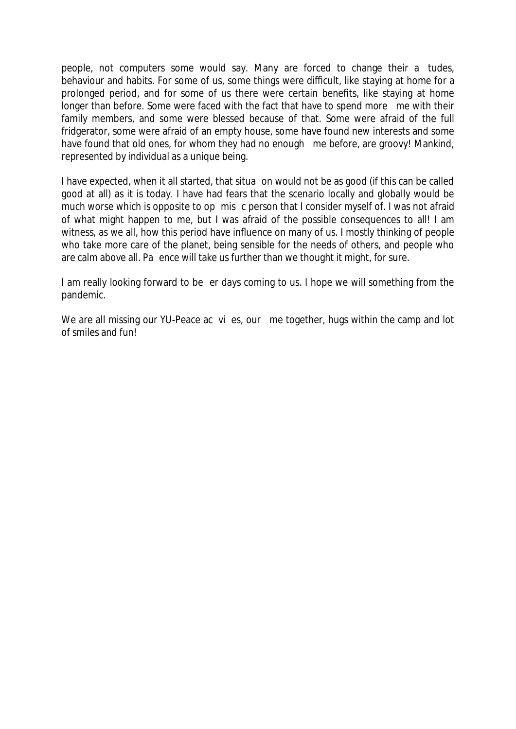people, not computers some would say. Many are forced to change their a tudes, behaviour and habits. For some of us, some things were difficult, like staying at home for a prolonged period, and for some of us there were certain benefits, like staying at home longer than before. Some were faced with the fact that have to spend more me with their family members, and some were blessed because of that. Some were afraid of the full fridgerator, some were afraid of an empty house, some have found new interests and some have found that old ones, for whom they had no enough me before, are groovy! Mankind, represented by individual as a unique being.

I have expected, when it all started, that situa on would not be as good (if this can be called good at all) as it is today. I have had fears that the scenario locally and globally would be much worse which is opposite to op mis c person that I consider myself of. I was not afraid of what might happen to me, but I was afraid of the possible consequences to all! I am witness, as we all, how this period have influence on many of us. I mostly thinking of people who take more care of the planet, being sensible for the needs of others, and people who are calm above all. Pa ence will take us further than we thought it might, for sure.

I am really looking forward to be er days coming to us. I hope we will something from the pandemic.

We are all missing our YU-Peace ac vi es, our me together, hugs within the camp and lot of smiles and fun!